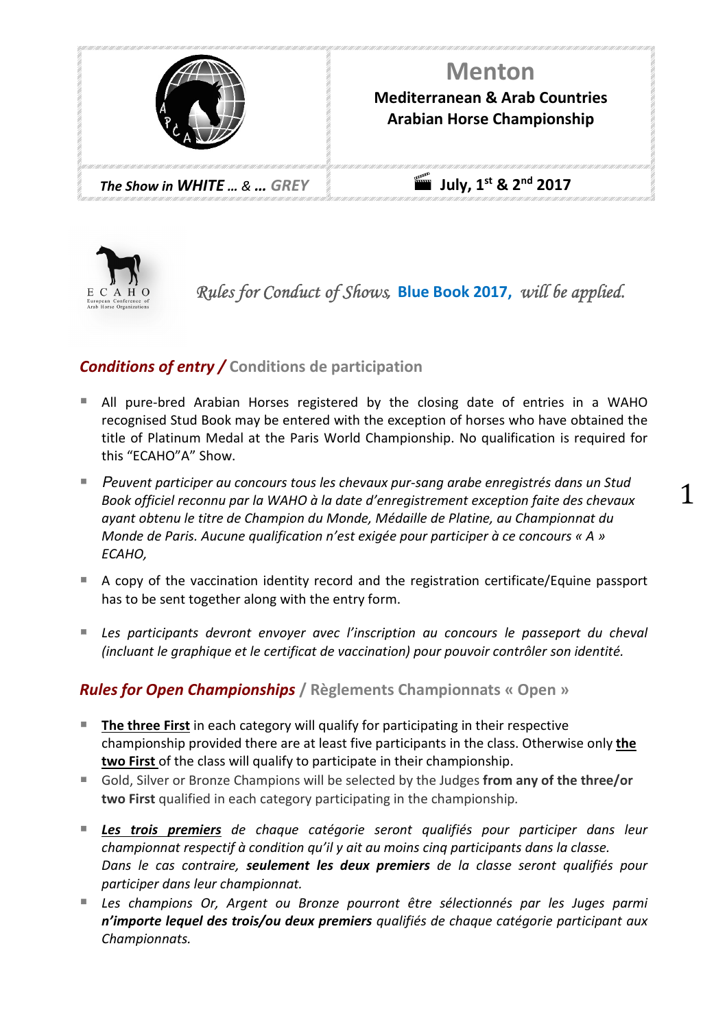| | # Menton |
|---|---|
| | **Mediterranean & Arab Countries Arabian Horse Championship** |
| *The Show in **WHITE** … & … GREY* | **July, 1st & 2nd 2017** |

ECAHO European Conference of Arab Horse Organizations

*Rules for Conduct of Shows,* **Blue Book 2017,** *will be applied.*

## *Conditions of entry* / Conditions de participation

- All pure-bred Arabian Horses registered by the closing date of entries in a WAHO recognised Stud Book may be entered with the exception of horses who have obtained the title of Platinum Medal at the Paris World Championship. No qualification is required for this "ECAHO"A" Show.
- *Peuvent participer au concours tous les chevaux pur-sang arabe enregistrés dans un Stud Book officiel reconnu par la WAHO à la date d'enregistrement exception faite des chevaux ayant obtenu le titre de Champion du Monde, Médaille de Platine, au Championnat du Monde de Paris. Aucune qualification n'est exigée pour participer à ce concours « A » ECAHO,*
- A copy of the vaccination identity record and the registration certificate/Equine passport has to be sent together along with the entry form.
- *Les participants devront envoyer avec l'inscription au concours le passeport du cheval (incluant le graphique et le certificat de vaccination) pour pouvoir contrôler son identité.*

## *Rules for Open Championships* / Règlements Championnats « Open »

- **The three First** in each category will qualify for participating in their respective championship provided there are at least five participants in the class. Otherwise only **the two First** of the class will qualify to participate in their championship.
- Gold, Silver or Bronze Champions will be selected by the Judges **from any of the three/or two First** qualified in each category participating in the championship.
- ***Les trois premiers*** *de chaque catégorie seront qualifiés pour participer dans leur championnat respectif à condition qu'il y ait au moins cinq participants dans la classe. Dans le cas contraire,* ***seulement les deux premiers*** *de la classe seront qualifiés pour participer dans leur championnat.*
- *Les champions Or, Argent ou Bronze pourront être sélectionnés par les Juges parmi* ***n'importe lequel des trois/ou deux premiers*** *qualifiés de chaque catégorie participant aux Championnats.*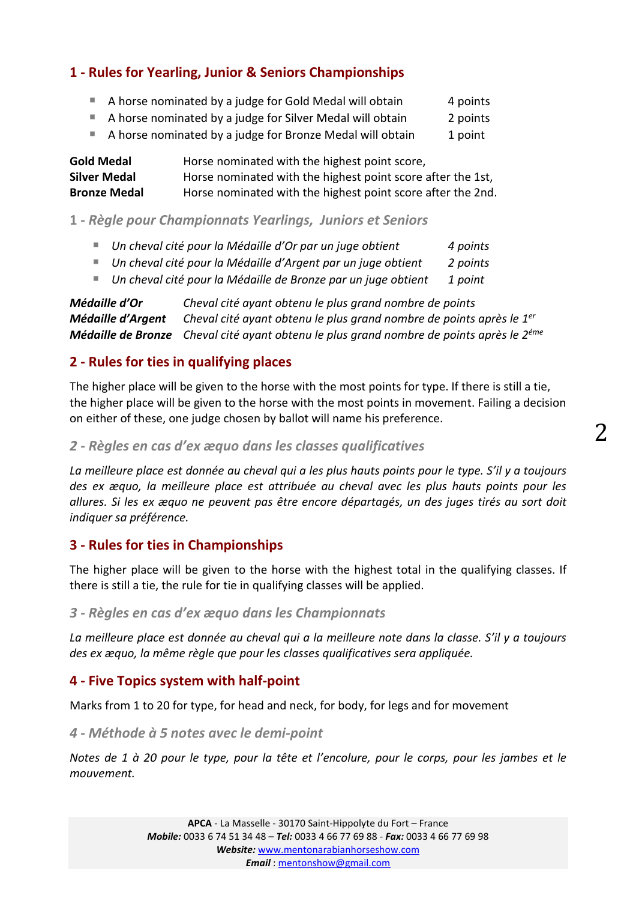## 1 - Rules for Yearling, Junior & Seniors Championships

- A horse nominated by a judge for Gold Medal will obtain 4 points
- A horse nominated by a judge for Silver Medal will obtain 2 points
- A horse nominated by a judge for Bronze Medal will obtain 1 point

| | |
|---|---|
| **Gold Medal** | Horse nominated with the highest point score, |
| **Silver Medal** | Horse nominated with the highest point score after the 1st, |
| **Bronze Medal** | Horse nominated with the highest point score after the 2nd. |

### *1 - Règle pour Championnats Yearlings, Juniors et Seniors*

- *Un cheval cité pour la Médaille d'Or par un juge obtient 4 points*
- *Un cheval cité pour la Médaille d'Argent par un juge obtient 2 points*
- *Un cheval cité pour la Médaille de Bronze par un juge obtient 1 point*

| | |
|---|---|
| ***Médaille d'Or*** | *Cheval cité ayant obtenu le plus grand nombre de points* |
| ***Médaille d'Argent*** | *Cheval cité ayant obtenu le plus grand nombre de points après le 1er* |
| ***Médaille de Bronze*** | *Cheval cité ayant obtenu le plus grand nombre de points après le 2éme* |

## 2 - Rules for ties in qualifying places

The higher place will be given to the horse with the most points for type. If there is still a tie, the higher place will be given to the horse with the most points in movement. Failing a decision on either of these, one judge chosen by ballot will name his preference.

### *2 - Règles en cas d'ex æquo dans les classes qualificatives*

*La meilleure place est donnée au cheval qui a les plus hauts points pour le type. S'il y a toujours des ex æquo, la meilleure place est attribuée au cheval avec les plus hauts points pour les allures. Si les ex æquo ne peuvent pas être encore départagés, un des juges tirés au sort doit indiquer sa préférence.*

## 3 - Rules for ties in Championships

The higher place will be given to the horse with the highest total in the qualifying classes. If there is still a tie, the rule for tie in qualifying classes will be applied.

### *3 - Règles en cas d'ex æquo dans les Championnats*

*La meilleure place est donnée au cheval qui a la meilleure note dans la classe. S'il y a toujours des ex æquo, la même règle que pour les classes qualificatives sera appliquée.*

## 4 - Five Topics system with half-point

Marks from 1 to 20 for type, for head and neck, for body, for legs and for movement

### *4 - Méthode à 5 notes avec le demi-point*

*Notes de 1 à 20 pour le type, pour la tête et l'encolure, pour le corps, pour les jambes et le mouvement.*

**APCA** - La Masselle - 30170 Saint-Hippolyte du Fort – France
***Mobile:*** 0033 6 74 51 34 48 – ***Tel:*** 0033 4 66 77 69 88 - ***Fax:*** 0033 4 66 77 69 98
***Website:*** www.mentonarabianhorseshow.com
***Email*** : mentonshow@gmail.com